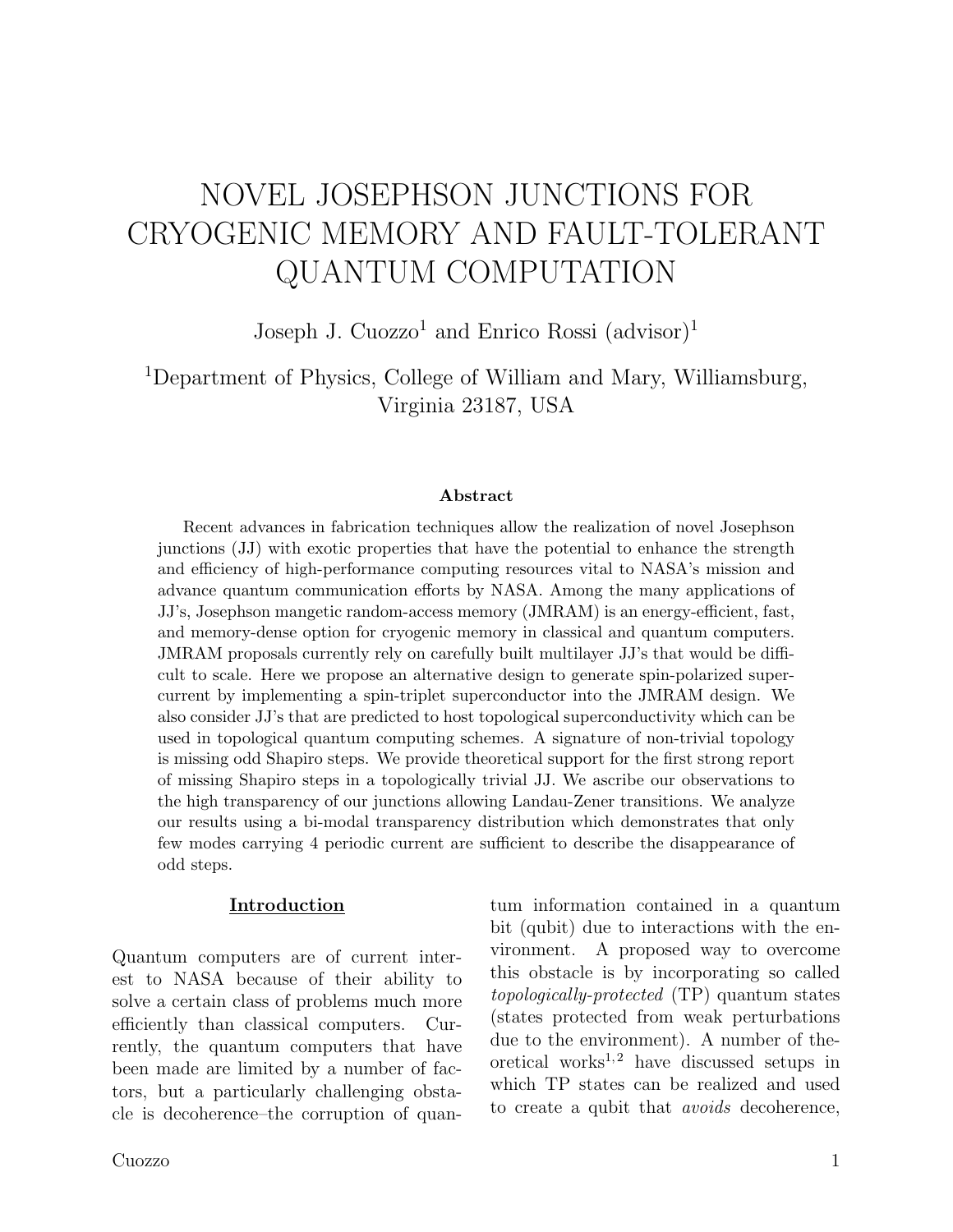# NOVEL JOSEPHSON JUNCTIONS FOR CRYOGENIC MEMORY AND FAULT-TOLERANT QUANTUM COMPUTATION

Joseph J. Cuozzo[1] and Enrico Rossi (advisor)[1]

[1]Department of Physics, College of William and Mary, Williamsburg, Virginia 23187, USA

**Abstract**

Recent advances in fabrication techniques allow the realization of novel Josephson junctions (JJ) with exotic properties that have the potential to enhance the strength and efficiency of high-performance computing resources vital to NASA's mission and advance quantum communication efforts by NASA. Among the many applications of JJ's, Josephson mangetic random-access memory (JMRAM) is an energy-efficient, fast, and memory-dense option for cryogenic memory in classical and quantum computers. JMRAM proposals currently rely on carefully built multilayer JJ's that would be difficult to scale. Here we propose an alternative design to generate spin-polarized supercurrent by implementing a spin-triplet superconductor into the JMRAM design. We also consider JJ's that are predicted to host topological superconductivity which can be used in topological quantum computing schemes. A signature of non-trivial topology is missing odd Shapiro steps. We provide theoretical support for the first strong report of missing Shapiro steps in a topologically trivial JJ. We ascribe our observations to the high transparency of our junctions allowing Landau-Zener transitions. We analyze our results using a bi-modal transparency distribution which demonstrates that only few modes carrying 4 periodic current are sufficient to describe the disappearance of odd steps.

## Introduction

Quantum computers are of current interest to NASA because of their ability to solve a certain class of problems much more efficiently than classical computers. Currently, the quantum computers that have been made are limited by a number of factors, but a particularly challenging obstacle is decoherence–the corruption of quantum information contained in a quantum bit (qubit) due to interactions with the environment. A proposed way to overcome this obstacle is by incorporating so called *topologically-protected* (TP) quantum states (states protected from weak perturbations due to the environment). A number of theoretical works[1,2] have discussed setups in which TP states can be realized and used to create a qubit that *avoids* decoherence,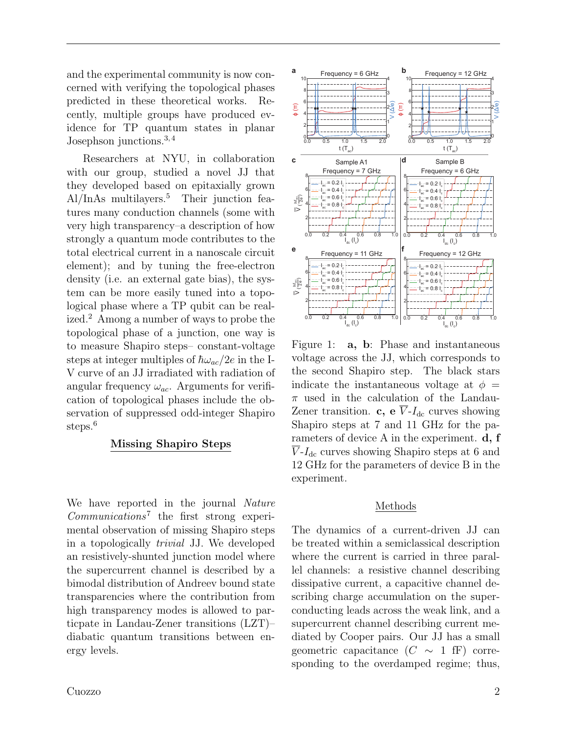and the experimental community is now concerned with verifying the topological phases predicted in these theoretical works. Recently, multiple groups have produced evidence for TP quantum states in planar Josephson junctions.[3,4]

Researchers at NYU, in collaboration with our group, studied a novel JJ that they developed based on epitaxially grown Al/InAs multilayers.[5] Their junction features many conduction channels (some with very high transparency–a description of how strongly a quantum mode contributes to the total electrical current in a nanoscale circuit element); and by tuning the free-electron density (i.e. an external gate bias), the system can be more easily tuned into a topological phase where a TP qubit can be realized.[2] Among a number of ways to probe the topological phase of a junction, one way is to measure Shapiro steps– constant-voltage steps at integer multiples of $\hbar\omega_{ac}/2e$ in the I-V curve of an JJ irradiated with radiation of angular frequency $\omega_{ac}$. Arguments for verification of topological phases include the observation of suppressed odd-integer Shapiro steps.[6]

## Missing Shapiro Steps

We have reported in the journal *Nature Communications*[7] the first strong experimental observation of missing Shapiro steps in a topologically *trivial* JJ. We developed an resistively-shunted junction model where the supercurrent channel is described by a bimodal distribution of Andreev bound state transparencies where the contribution from high transparency modes is allowed to particpate in Landau-Zener transitions (LZT)–diabatic quantum transitions between energy levels.

Figure 1: **a, b**: Phase and instantaneous voltage across the JJ, which corresponds to the second Shapiro step. The black stars indicate the instantaneous voltage at $\phi = \pi$ used in the calculation of the Landau-Zener transition. **c, e** $\overline{V}$-$I_{\mathrm{dc}}$ curves showing Shapiro steps at 7 and 11 GHz for the parameters of device A in the experiment. **d, f** $\overline{V}$-$I_{\mathrm{dc}}$ curves showing Shapiro steps at 6 and 12 GHz for the parameters of device B in the experiment.

## Methods

The dynamics of a current-driven JJ can be treated within a semiclassical description where the current is carried in three parallel channels: a resistive channel describing dissipative current, a capacitive channel describing charge accumulation on the superconducting leads across the weak link, and a supercurrent channel describing current mediated by Cooper pairs. Our JJ has a small geometric capacitance ($C \sim 1$ fF) corresponding to the overdamped regime; thus,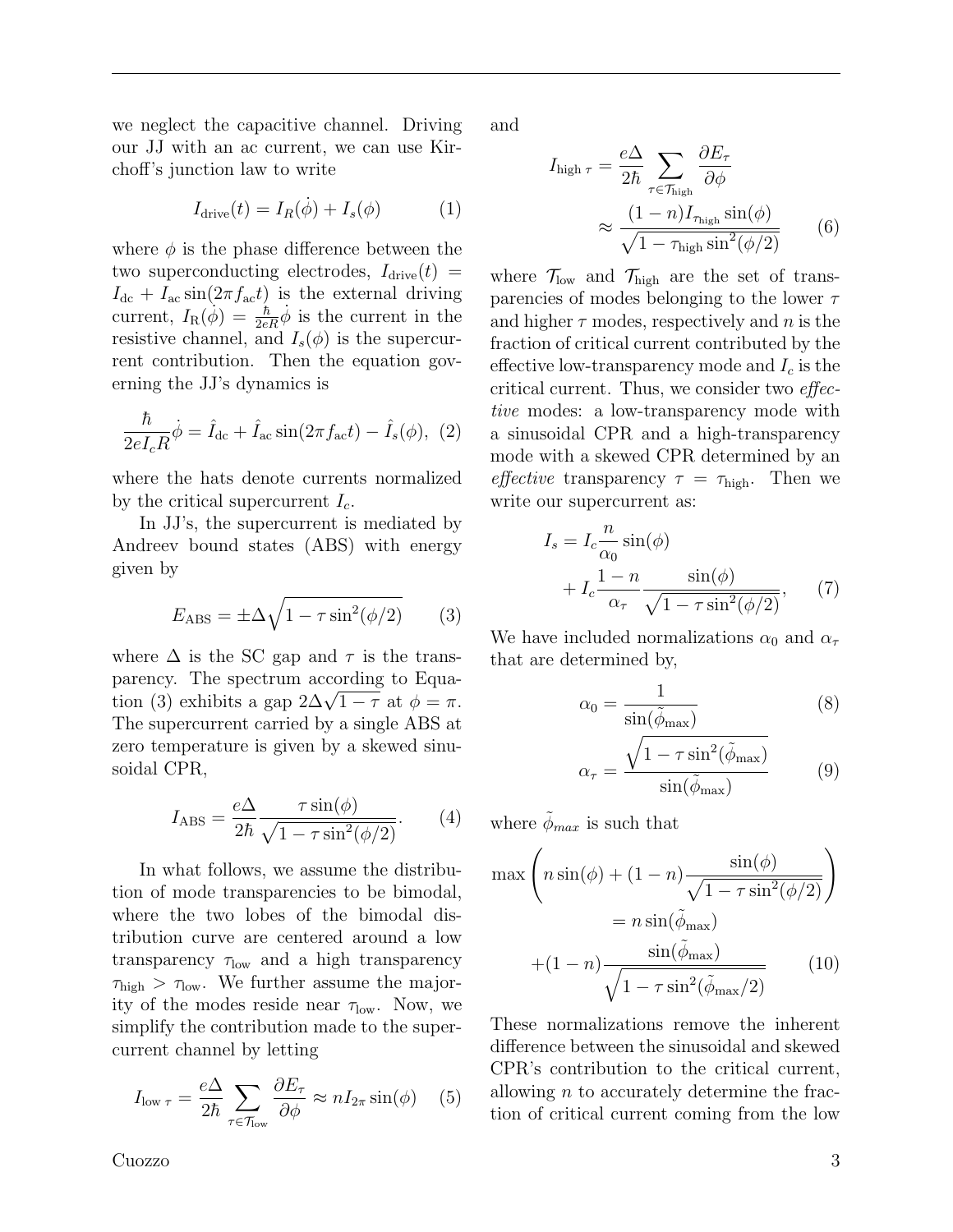we neglect the capacitive channel. Driving our JJ with an ac current, we can use Kirchoff's junction law to write

$$I_{\text{drive}}(t) = I_R(\dot{\phi}) + I_s(\phi) \tag{1}$$

where $\phi$ is the phase difference between the two superconducting electrodes, $I_{\text{drive}}(t) = I_{\text{dc}} + I_{\text{ac}} \sin(2\pi f_{\text{ac}} t)$ is the external driving current, $I_{\text{R}}(\dot{\phi}) = \frac{\hbar}{2eR}\dot{\phi}$ is the current in the resistive channel, and $I_s(\phi)$ is the supercurrent contribution. Then the equation governing the JJ's dynamics is

$$\frac{\hbar}{2eI_cR}\dot{\phi} = \hat{I}_{\text{dc}} + \hat{I}_{\text{ac}} \sin(2\pi f_{\text{ac}} t) - \hat{I}_s(\phi), \tag{2}$$

where the hats denote currents normalized by the critical supercurrent $I_c$.

In JJ's, the supercurrent is mediated by Andreev bound states (ABS) with energy given by

$$E_{\text{ABS}} = \pm\Delta\sqrt{1 - \tau \sin^2(\phi/2)} \tag{3}$$

where $\Delta$ is the SC gap and $\tau$ is the transparency. The spectrum according to Equation (3) exhibits a gap $2\Delta\sqrt{1-\tau}$ at $\phi = \pi$. The supercurrent carried by a single ABS at zero temperature is given by a skewed sinusoidal CPR,

$$I_{\text{ABS}} = \frac{e\Delta}{2\hbar}\frac{\tau \sin(\phi)}{\sqrt{1 - \tau \sin^2(\phi/2)}}. \tag{4}$$

In what follows, we assume the distribution of mode transparencies to be bimodal, where the two lobes of the bimodal distribution curve are centered around a low transparency $\tau_{\text{low}}$ and a high transparency $\tau_{\text{high}} > \tau_{\text{low}}$. We further assume the majority of the modes reside near $\tau_{\text{low}}$. Now, we simplify the contribution made to the supercurrent channel by letting

$$I_{\text{low}\ \tau} = \frac{e\Delta}{2\hbar}\sum_{\tau\in\mathcal{T}_{\text{low}}}\frac{\partial E_\tau}{\partial\phi} \approx nI_{2\pi}\sin(\phi) \tag{5}$$

and

$$\begin{aligned} I_{\text{high}\ \tau} &= \frac{e\Delta}{2\hbar}\sum_{\tau\in\mathcal{T}_{\text{high}}}\frac{\partial E_\tau}{\partial\phi} \\ &\approx \frac{(1-n)I_{\tau_{\text{high}}}\sin(\phi)}{\sqrt{1 - \tau_{\text{high}}\sin^2(\phi/2)}} \end{aligned} \tag{6}$$

where $\mathcal{T}_{\text{low}}$ and $\mathcal{T}_{\text{high}}$ are the set of transparencies of modes belonging to the lower $\tau$ and higher $\tau$ modes, respectively and $n$ is the fraction of critical current contributed by the effective low-transparency mode and $I_c$ is the critical current. Thus, we consider two *effective* modes: a low-transparency mode with a sinusoidal CPR and a high-transparency mode with a skewed CPR determined by an *effective* transparency $\tau = \tau_{\text{high}}$. Then we write our supercurrent as:

$$\begin{aligned} I_s &= I_c\frac{n}{\alpha_0}\sin(\phi) \\ &+ I_c\frac{1-n}{\alpha_\tau}\frac{\sin(\phi)}{\sqrt{1-\tau\sin^2(\phi/2)}}, \end{aligned} \tag{7}$$

We have included normalizations $\alpha_0$ and $\alpha_\tau$ that are determined by,

$$\alpha_0 = \frac{1}{\sin(\tilde{\phi}_{\text{max}})} \tag{8}$$

$$\alpha_\tau = \frac{\sqrt{1-\tau\sin^2(\tilde{\phi}_{\text{max}})}}{\sin(\tilde{\phi}_{\text{max}})} \tag{9}$$

where $\tilde{\phi}_{max}$ is such that

$$\begin{aligned} \max&\left(n\sin(\phi) + (1-n)\frac{\sin(\phi)}{\sqrt{1-\tau\sin^2(\phi/2)}}\right) \\ &= n\sin(\tilde{\phi}_{\text{max}}) \\ &+(1-n)\frac{\sin(\tilde{\phi}_{\text{max}})}{\sqrt{1-\tau\sin^2(\tilde{\phi}_{\text{max}}/2)}} \end{aligned} \tag{10}$$

These normalizations remove the inherent difference between the sinusoidal and skewed CPR's contribution to the critical current, allowing $n$ to accurately determine the fraction of critical current coming from the low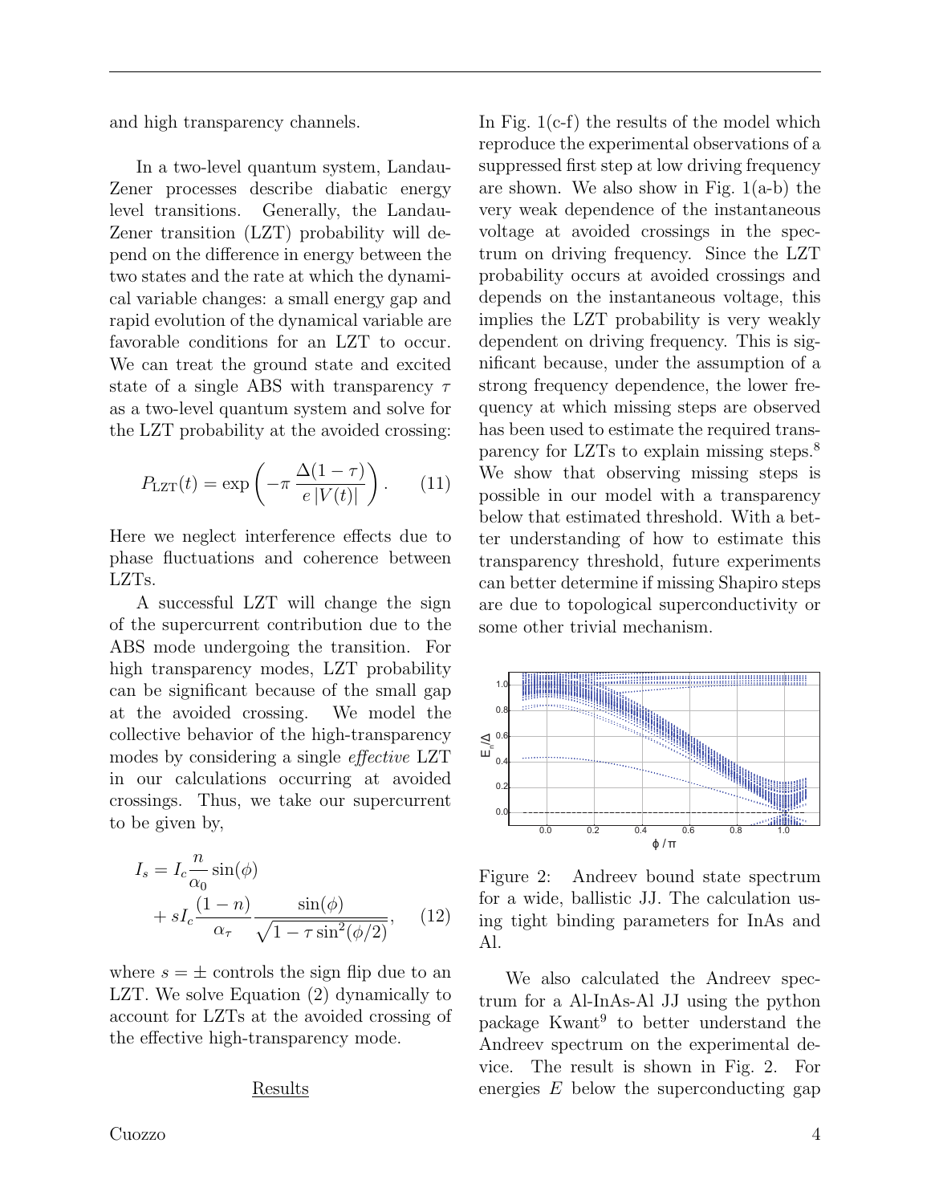and high transparency channels.

In a two-level quantum system, Landau-Zener processes describe diabatic energy level transitions. Generally, the Landau-Zener transition (LZT) probability will depend on the difference in energy between the two states and the rate at which the dynamical variable changes: a small energy gap and rapid evolution of the dynamical variable are favorable conditions for an LZT to occur. We can treat the ground state and excited state of a single ABS with transparency $\tau$ as a two-level quantum system and solve for the LZT probability at the avoided crossing:

$$P_{\mathrm{LZT}}(t) = \exp\left(-\pi\,\frac{\Delta(1-\tau)}{e\,|V(t)|}\right). \tag{11}$$

Here we neglect interference effects due to phase fluctuations and coherence between LZTs.

A successful LZT will change the sign of the supercurrent contribution due to the ABS mode undergoing the transition. For high transparency modes, LZT probability can be significant because of the small gap at the avoided crossing. We model the collective behavior of the high-transparency modes by considering a single *effective* LZT in our calculations occurring at avoided crossings. Thus, we take our supercurrent to be given by,

$$I_s = I_c\frac{n}{\alpha_0}\sin(\phi) + sI_c\frac{(1-n)}{\alpha_\tau}\frac{\sin(\phi)}{\sqrt{1-\tau\sin^2(\phi/2)}}, \tag{12}$$

where $s = \pm$ controls the sign flip due to an LZT. We solve Equation (2) dynamically to account for LZTs at the avoided crossing of the effective high-transparency mode.

## Results

In Fig. 1(c-f) the results of the model which reproduce the experimental observations of a suppressed first step at low driving frequency are shown. We also show in Fig. 1(a-b) the very weak dependence of the instantaneous voltage at avoided crossings in the spectrum on driving frequency. Since the LZT probability occurs at avoided crossings and depends on the instantaneous voltage, this implies the LZT probability is very weakly dependent on driving frequency. This is significant because, under the assumption of a strong frequency dependence, the lower frequency at which missing steps are observed has been used to estimate the required transparency for LZTs to explain missing steps.[8] We show that observing missing steps is possible in our model with a transparency below that estimated threshold. With a better understanding of how to estimate this transparency threshold, future experiments can better determine if missing Shapiro steps are due to topological superconductivity or some other trivial mechanism.

Figure 2: Andreev bound state spectrum for a wide, ballistic JJ. The calculation using tight binding parameters for InAs and Al.

We also calculated the Andreev spectrum for a Al-InAs-Al JJ using the python package Kwant[9] to better understand the Andreev spectrum on the experimental device. The result is shown in Fig. 2. For energies $E$ below the superconducting gap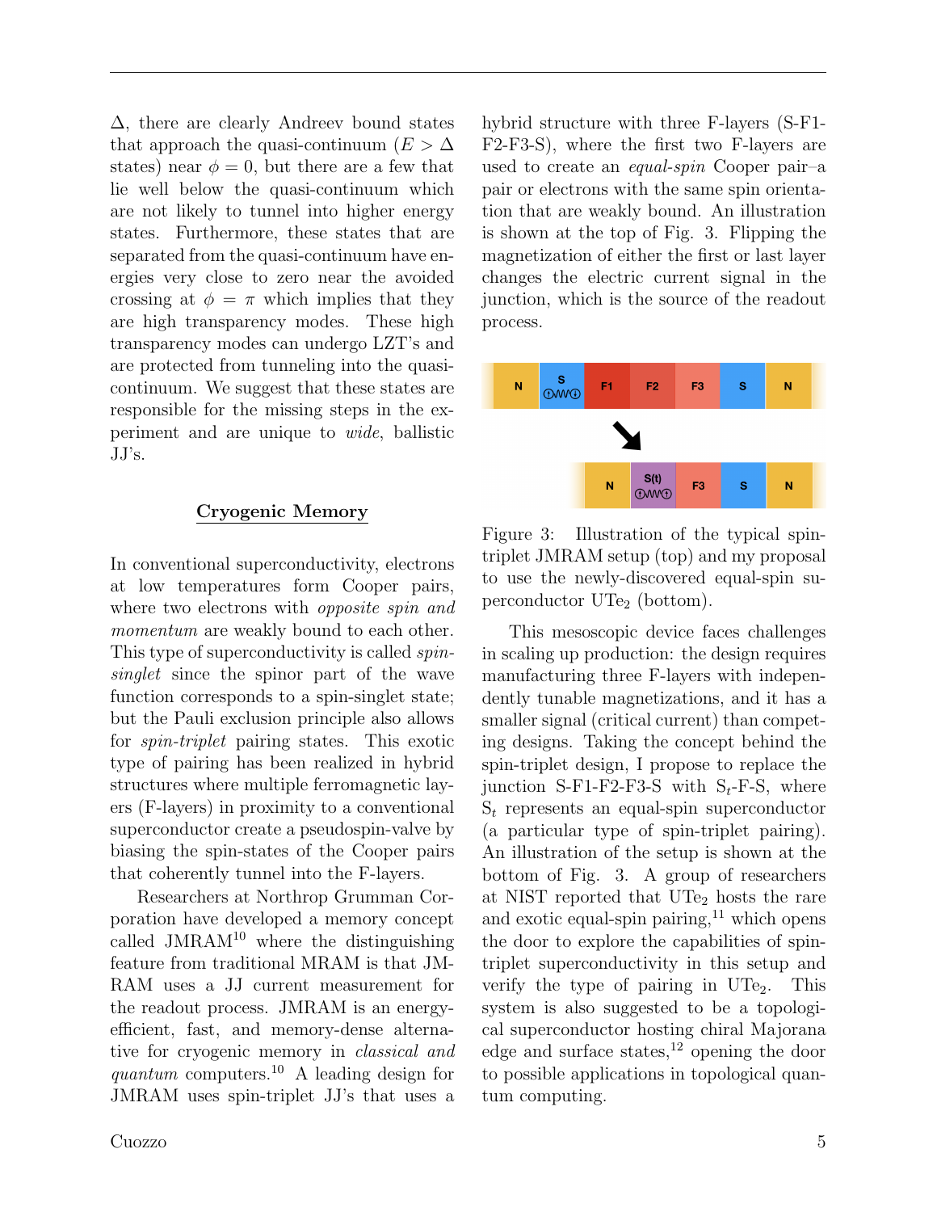$\Delta$, there are clearly Andreev bound states that approach the quasi-continuum ($E > \Delta$ states) near $\phi = 0$, but there are a few that lie well below the quasi-continuum which are not likely to tunnel into higher energy states. Furthermore, these states that are separated from the quasi-continuum have energies very close to zero near the avoided crossing at $\phi = \pi$ which implies that they are high transparency modes. These high transparency modes can undergo LZT's and are protected from tunneling into the quasi-continuum. We suggest that these states are responsible for the missing steps in the experiment and are unique to *wide*, ballistic JJ's.

## Cryogenic Memory

In conventional superconductivity, electrons at low temperatures form Cooper pairs, where two electrons with *opposite spin and momentum* are weakly bound to each other. This type of superconductivity is called *spin-singlet* since the spinor part of the wave function corresponds to a spin-singlet state; but the Pauli exclusion principle also allows for *spin-triplet* pairing states. This exotic type of pairing has been realized in hybrid structures where multiple ferromagnetic layers (F-layers) in proximity to a conventional superconductor create a pseudospin-valve by biasing the spin-states of the Cooper pairs that coherently tunnel into the F-layers.

Researchers at Northrop Grumman Corporation have developed a memory concept called JMRAM[10] where the distinguishing feature from traditional MRAM is that JMRAM uses a JJ current measurement for the readout process. JMRAM is an energy-efficient, fast, and memory-dense alternative for cryogenic memory in *classical and quantum* computers.[10] A leading design for JMRAM uses spin-triplet JJ's that uses a hybrid structure with three F-layers (S-F1-F2-F3-S), where the first two F-layers are used to create an *equal-spin* Cooper pair–a pair or electrons with the same spin orientation that are weakly bound. An illustration is shown at the top of Fig. 3. Flipping the magnetization of either the first or last layer changes the electric current signal in the junction, which is the source of the readout process.

Figure 3: Illustration of the typical spin-triplet JMRAM setup (top) and my proposal to use the newly-discovered equal-spin superconductor $UTe_2$ (bottom).

This mesoscopic device faces challenges in scaling up production: the design requires manufacturing three F-layers with independently tunable magnetizations, and it has a smaller signal (critical current) than competing designs. Taking the concept behind the spin-triplet design, I propose to replace the junction S-F1-F2-F3-S with $S_t$-F-S, where $S_t$ represents an equal-spin superconductor (a particular type of spin-triplet pairing). An illustration of the setup is shown at the bottom of Fig. 3. A group of researchers at NIST reported that $UTe_2$ hosts the rare and exotic equal-spin pairing,[11] which opens the door to explore the capabilities of spin-triplet superconductivity in this setup and verify the type of pairing in $UTe_2$. This system is also suggested to be a topological superconductor hosting chiral Majorana edge and surface states,[12] opening the door to possible applications in topological quantum computing.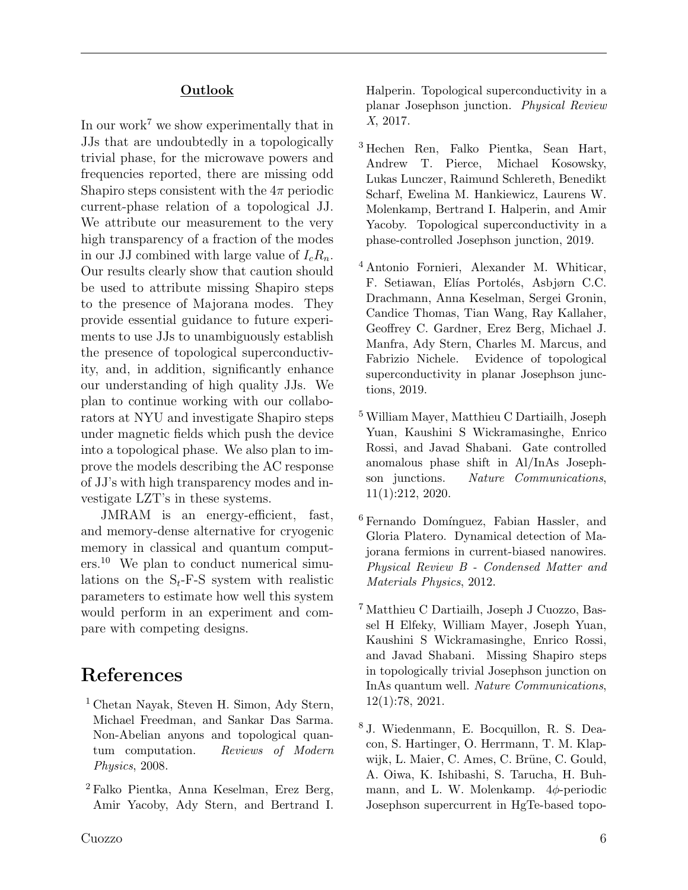**Outlook**

In our work[7] we show experimentally that in JJs that are undoubtedly in a topologically trivial phase, for the microwave powers and frequencies reported, there are missing odd Shapiro steps consistent with the $4\pi$ periodic current-phase relation of a topological JJ. We attribute our measurement to the very high transparency of a fraction of the modes in our JJ combined with large value of $I_cR_n$. Our results clearly show that caution should be used to attribute missing Shapiro steps to the presence of Majorana modes. They provide essential guidance to future experiments to use JJs to unambiguously establish the presence of topological superconductivity, and, in addition, significantly enhance our understanding of high quality JJs. We plan to continue working with our collaborators at NYU and investigate Shapiro steps under magnetic fields which push the device into a topological phase. We also plan to improve the models describing the AC response of JJ's with high transparency modes and investigate LZT's in these systems.

JMRAM is an energy-efficient, fast, and memory-dense alternative for cryogenic memory in classical and quantum computers.[10] We plan to conduct numerical simulations on the $S_t$-F-S system with realistic parameters to estimate how well this system would perform in an experiment and compare with competing designs.

# References

[1] Chetan Nayak, Steven H. Simon, Ady Stern, Michael Freedman, and Sankar Das Sarma. Non-Abelian anyons and topological quantum computation. *Reviews of Modern Physics*, 2008.

[2] Falko Pientka, Anna Keselman, Erez Berg, Amir Yacoby, Ady Stern, and Bertrand I. Halperin. Topological superconductivity in a planar Josephson junction. *Physical Review X*, 2017.

[3] Hechen Ren, Falko Pientka, Sean Hart, Andrew T. Pierce, Michael Kosowsky, Lukas Lunczer, Raimund Schlereth, Benedikt Scharf, Ewelina M. Hankiewicz, Laurens W. Molenkamp, Bertrand I. Halperin, and Amir Yacoby. Topological superconductivity in a phase-controlled Josephson junction, 2019.

[4] Antonio Fornieri, Alexander M. Whiticar, F. Setiawan, Elías Portolés, Asbjørn C.C. Drachmann, Anna Keselman, Sergei Gronin, Candice Thomas, Tian Wang, Ray Kallaher, Geoffrey C. Gardner, Erez Berg, Michael J. Manfra, Ady Stern, Charles M. Marcus, and Fabrizio Nichele. Evidence of topological superconductivity in planar Josephson junctions, 2019.

[5] William Mayer, Matthieu C Dartiailh, Joseph Yuan, Kaushini S Wickramasinghe, Enrico Rossi, and Javad Shabani. Gate controlled anomalous phase shift in Al/InAs Josephson junctions. *Nature Communications*, 11(1):212, 2020.

[6] Fernando Domínguez, Fabian Hassler, and Gloria Platero. Dynamical detection of Majorana fermions in current-biased nanowires. *Physical Review B - Condensed Matter and Materials Physics*, 2012.

[7] Matthieu C Dartiailh, Joseph J Cuozzo, Bassel H Elfeky, William Mayer, Joseph Yuan, Kaushini S Wickramasinghe, Enrico Rossi, and Javad Shabani. Missing Shapiro steps in topologically trivial Josephson junction on InAs quantum well. *Nature Communications*, 12(1):78, 2021.

[8] J. Wiedenmann, E. Bocquillon, R. S. Deacon, S. Hartinger, O. Herrmann, T. M. Klapwijk, L. Maier, C. Ames, C. Brüne, C. Gould, A. Oiwa, K. Ishibashi, S. Tarucha, H. Buhmann, and L. W. Molenkamp. $4\phi$-periodic Josephson supercurrent in HgTe-based topo-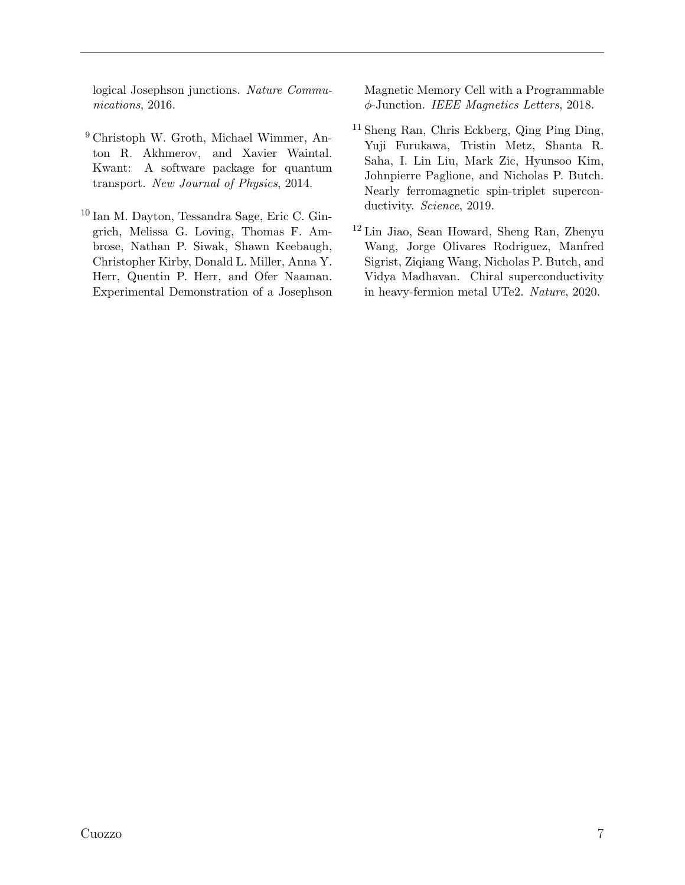logical Josephson junctions. *Nature Communications*, 2016.

[9] Christoph W. Groth, Michael Wimmer, Anton R. Akhmerov, and Xavier Waintal. Kwant: A software package for quantum transport. *New Journal of Physics*, 2014.

[10] Ian M. Dayton, Tessandra Sage, Eric C. Gingrich, Melissa G. Loving, Thomas F. Ambrose, Nathan P. Siwak, Shawn Keebaugh, Christopher Kirby, Donald L. Miller, Anna Y. Herr, Quentin P. Herr, and Ofer Naaman. Experimental Demonstration of a Josephson Magnetic Memory Cell with a Programmable $\phi$-Junction. *IEEE Magnetics Letters*, 2018.

[11] Sheng Ran, Chris Eckberg, Qing Ping Ding, Yuji Furukawa, Tristin Metz, Shanta R. Saha, I. Lin Liu, Mark Zic, Hyunsoo Kim, Johnpierre Paglione, and Nicholas P. Butch. Nearly ferromagnetic spin-triplet superconductivity. *Science*, 2019.

[12] Lin Jiao, Sean Howard, Sheng Ran, Zhenyu Wang, Jorge Olivares Rodriguez, Manfred Sigrist, Ziqiang Wang, Nicholas P. Butch, and Vidya Madhavan. Chiral superconductivity in heavy-fermion metal UTe2. *Nature*, 2020.